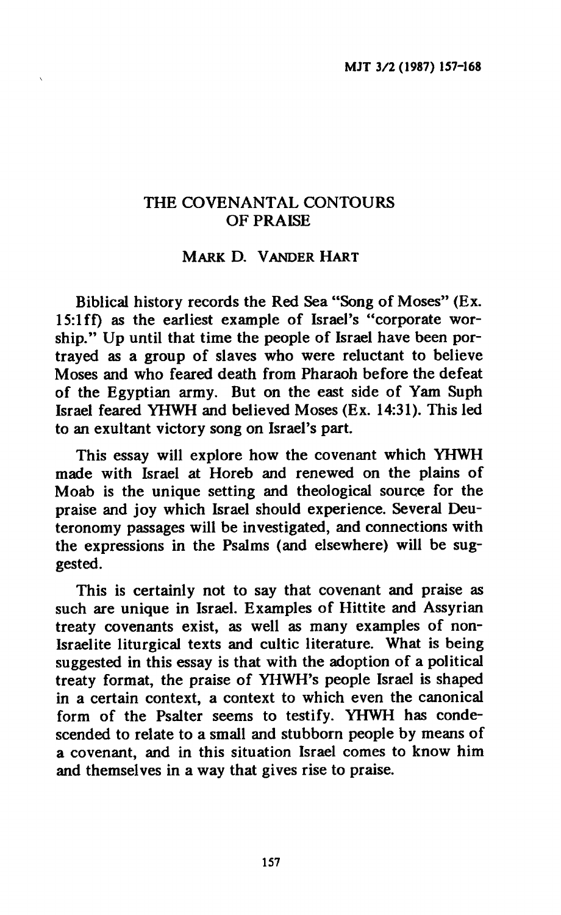# THE COVENANTAL CONTOURS OF PRAISE

### MARK D. VANDER HART

Biblical history records the Red Sea "Song of Moses" (Ex. 15:1ff) as the earliest example of Israel's "corporate worship." Up until that time the people of Israel have been portrayed as a group of slaves who were reluctant to believe Moses and who feared death from Pharaoh before the defeat of the Egyptian army. But on the east side of Yam Suph Israel feared YHWH and believed Moses (Ex. 14:31). This led to an exultant victory song on Israel's part.

This essay will explore how the covenant which YHWH made with Israel at Horeb and renewed on the plains of Moab is the unique setting and theological source for the praise and joy which Israel should experience. Several Deuteronomy passages will be investigated, and connections with the expressions in the Psalms (and elsewhere) will be suggested.

This is certainly not to say that covenant and praise as such are unique in Israel. Examples of Hittite and Assyrian treaty covenants exist, as well as many examples of non-Israelite liturgical texts and cultic literature. What is being suggested in this essay is that with the adoption of a political treaty format, the praise of YHWH's people Israel is shaped in a certain context, a context to which even the canonical form of the Psalter seems to testify. YHWH has condescended to relate to a small and stubborn people by means of a covenant, and in this situation Israel comes to know him and themselves in a way that gives rise to praise.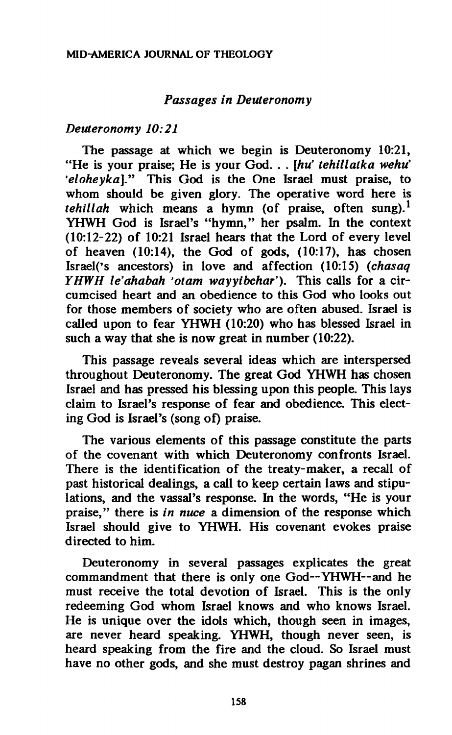## *Passages in Deuteronomy*

### *Deuteronomy 10:21*

The passage at which we begin is Deuteronomy 10:21, "He is your praise; He is your God. . . [*hu' tehillatka wehu' 'eloheyka*]." This God is the One Israel must praise, to whom should be given glory. The operative word here is *tehillah* which means a hymn (of praise, often sung).[1] YHWH God is Israel's "hymn," her psalm. In the context (10:12-22) of 10:21 Israel hears that the Lord of every level of heaven (10:14), the God of gods, (10:17), has chosen Israel('s ancestors) in love and affection (10:15) (*chasaq YHWH le'ahabah 'otam wayyibchar'*). This calls for a circumcised heart and an obedience to this God who looks out for those members of society who are often abused. Israel is called upon to fear YHWH (10:20) who has blessed Israel in such a way that she is now great in number (10:22).

This passage reveals several ideas which are interspersed throughout Deuteronomy. The great God YHWH has chosen Israel and has pressed his blessing upon this people. This lays claim to Israel's response of fear and obedience. This electing God is Israel's (song of) praise.

The various elements of this passage constitute the parts of the covenant with which Deuteronomy confronts Israel. There is the identification of the treaty-maker, a recall of past historical dealings, a call to keep certain laws and stipulations, and the vassal's response. In the words, "He is your praise," there is *in nuce* a dimension of the response which Israel should give to YHWH. His covenant evokes praise directed to him.

Deuteronomy in several passages explicates the great commandment that there is only one God--YHWH--and he must receive the total devotion of Israel. This is the only redeeming God whom Israel knows and who knows Israel. He is unique over the idols which, though seen in images, are never heard speaking. YHWH, though never seen, is heard speaking from the fire and the cloud. So Israel must have no other gods, and she must destroy pagan shrines and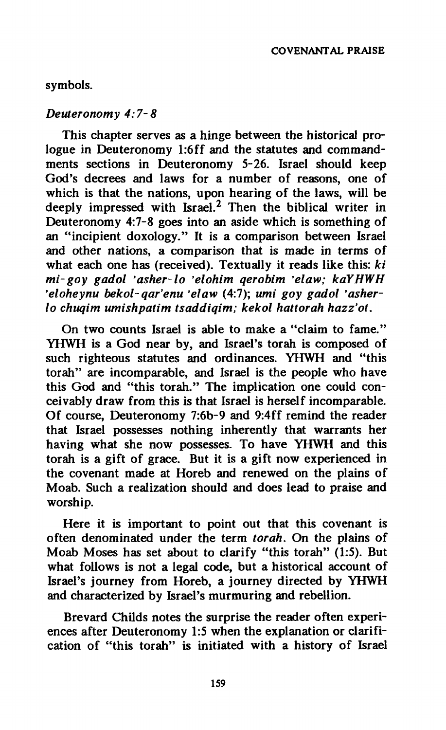symbols.

*Deuteronomy 4:7-8*

This chapter serves as a hinge between the historical prologue in Deuteronomy 1:6ff and the statutes and commandments sections in Deuteronomy 5-26. Israel should keep God's decrees and laws for a number of reasons, one of which is that the nations, upon hearing of the laws, will be deeply impressed with Israel.[2] Then the biblical writer in Deuteronomy 4:7-8 goes into an aside which is something of an "incipient doxology." It is a comparison between Israel and other nations, a comparison that is made in terms of what each one has (received). Textually it reads like this: ***ki mi-goy gadol 'asher-lo 'elohim qerobim 'elaw; kaYHWH 'eloheynu bekol-qar'enu 'elaw*** (4:7); ***umi goy gadol 'asher-lo chuqim umishpatim tsaddiqim; kekol hattorah hazz'ot.***

On two counts Israel is able to make a "claim to fame." YHWH is a God near by, and Israel's torah is composed of such righteous statutes and ordinances. YHWH and "this torah" are incomparable, and Israel is the people who have this God and "this torah." The implication one could conceivably draw from this is that Israel is herself incomparable. Of course, Deuteronomy 7:6b-9 and 9:4ff remind the reader that Israel possesses nothing inherently that warrants her having what she now possesses. To have YHWH and this torah is a gift of grace. But it is a gift now experienced in the covenant made at Horeb and renewed on the plains of Moab. Such a realization should and does lead to praise and worship.

Here it is important to point out that this covenant is often denominated under the term *torah*. On the plains of Moab Moses has set about to clarify "this torah" (1:5). But what follows is not a legal code, but a historical account of Israel's journey from Horeb, a journey directed by YHWH and characterized by Israel's murmuring and rebellion.

Brevard Childs notes the surprise the reader often experiences after Deuteronomy 1:5 when the explanation or clarification of "this torah" is initiated with a history of Israel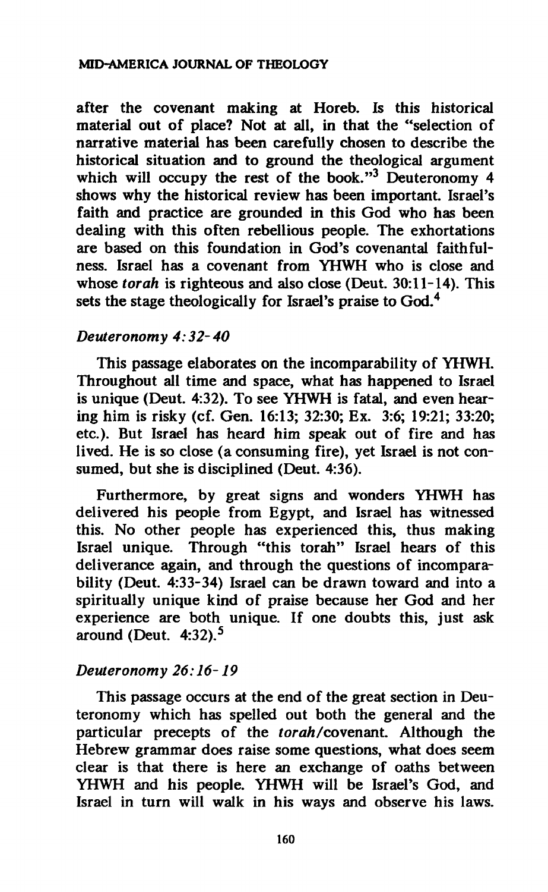after the covenant making at Horeb. Is this historical material out of place? Not at all, in that the "selection of narrative material has been carefully chosen to describe the historical situation and to ground the theological argument which will occupy the rest of the book."[3] Deuteronomy 4 shows why the historical review has been important. Israel's faith and practice are grounded in this God who has been dealing with this often rebellious people. The exhortations are based on this foundation in God's covenantal faithfulness. Israel has a covenant from YHWH who is close and whose *torah* is righteous and also close (Deut. 30:11-14). This sets the stage theologically for Israel's praise to God.[4]

### *Deuteronomy 4:32-40*

This passage elaborates on the incomparability of YHWH. Throughout all time and space, what has happened to Israel is unique (Deut. 4:32). To see YHWH is fatal, and even hearing him is risky (cf. Gen. 16:13; 32:30; Ex. 3:6; 19:21; 33:20; etc.). But Israel has heard him speak out of fire and has lived. He is so close (a consuming fire), yet Israel is not consumed, but she is disciplined (Deut. 4:36).

Furthermore, by great signs and wonders YHWH has delivered his people from Egypt, and Israel has witnessed this. No other people has experienced this, thus making Israel unique. Through "this torah" Israel hears of this deliverance again, and through the questions of incomparability (Deut. 4:33-34) Israel can be drawn toward and into a spiritually unique kind of praise because her God and her experience are both unique. If one doubts this, just ask around (Deut. 4:32).[5]

### *Deuteronomy 26:16-19*

This passage occurs at the end of the great section in Deuteronomy which has spelled out both the general and the particular precepts of the *torah*/covenant. Although the Hebrew grammar does raise some questions, what does seem clear is that there is here an exchange of oaths between YHWH and his people. YHWH will be Israel's God, and Israel in turn will walk in his ways and observe his laws.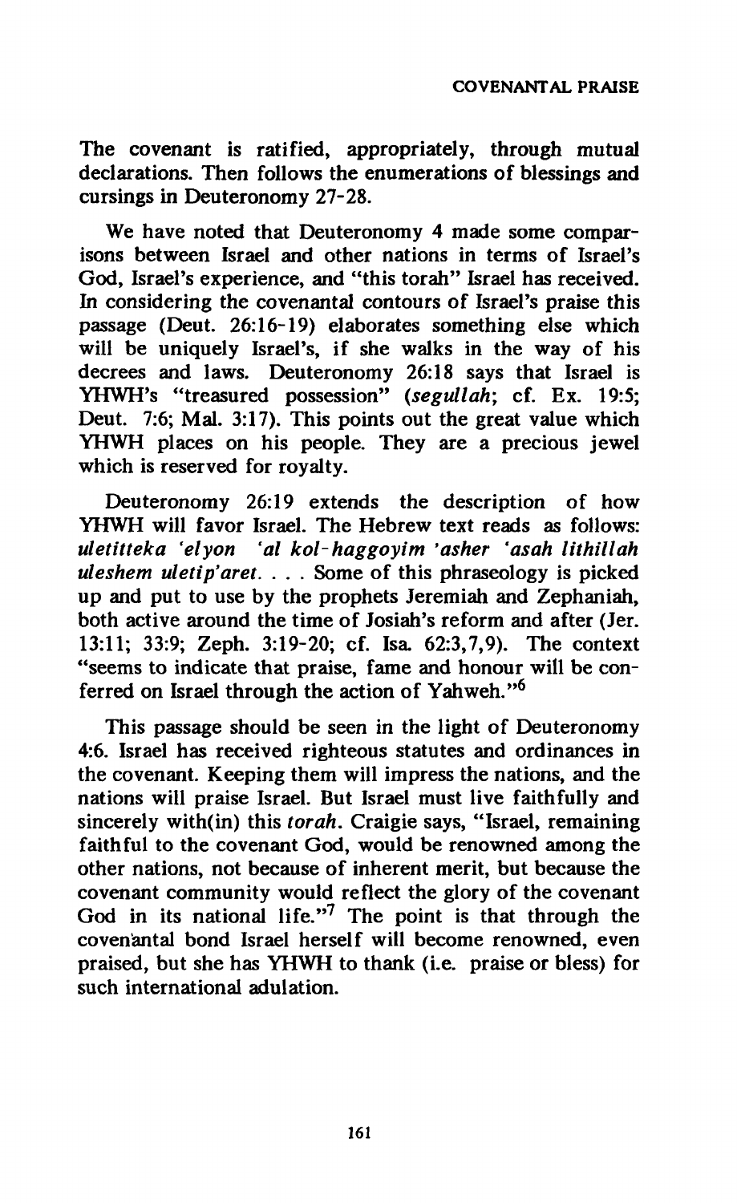The covenant is ratified, appropriately, through mutual declarations. Then follows the enumerations of blessings and cursings in Deuteronomy 27-28.

We have noted that Deuteronomy 4 made some comparisons between Israel and other nations in terms of Israel's God, Israel's experience, and "this torah" Israel has received. In considering the covenantal contours of Israel's praise this passage (Deut. 26:16-19) elaborates something else which will be uniquely Israel's, if she walks in the way of his decrees and laws. Deuteronomy 26:18 says that Israel is YHWH's "treasured possession" (*segullah*; cf. Ex. 19:5; Deut. 7:6; Mal. 3:17). This points out the great value which YHWH places on his people. They are a precious jewel which is reserved for royalty.

Deuteronomy 26:19 extends the description of how YHWH will favor Israel. The Hebrew text reads as follows: *uletitteka 'elyon 'al kol-haggoyim 'asher 'asah lithillah uleshem uletip'aret*. . . . Some of this phraseology is picked up and put to use by the prophets Jeremiah and Zephaniah, both active around the time of Josiah's reform and after (Jer. 13:11; 33:9; Zeph. 3:19-20; cf. Isa. 62:3,7,9). The context "seems to indicate that praise, fame and honour will be conferred on Israel through the action of Yahweh."[6]

This passage should be seen in the light of Deuteronomy 4:6. Israel has received righteous statutes and ordinances in the covenant. Keeping them will impress the nations, and the nations will praise Israel. But Israel must live faithfully and sincerely with(in) this *torah*. Craigie says, "Israel, remaining faithful to the covenant God, would be renowned among the other nations, not because of inherent merit, but because the covenant community would reflect the glory of the covenant God in its national life."[7] The point is that through the covenantal bond Israel herself will become renowned, even praised, but she has YHWH to thank (i.e. praise or bless) for such international adulation.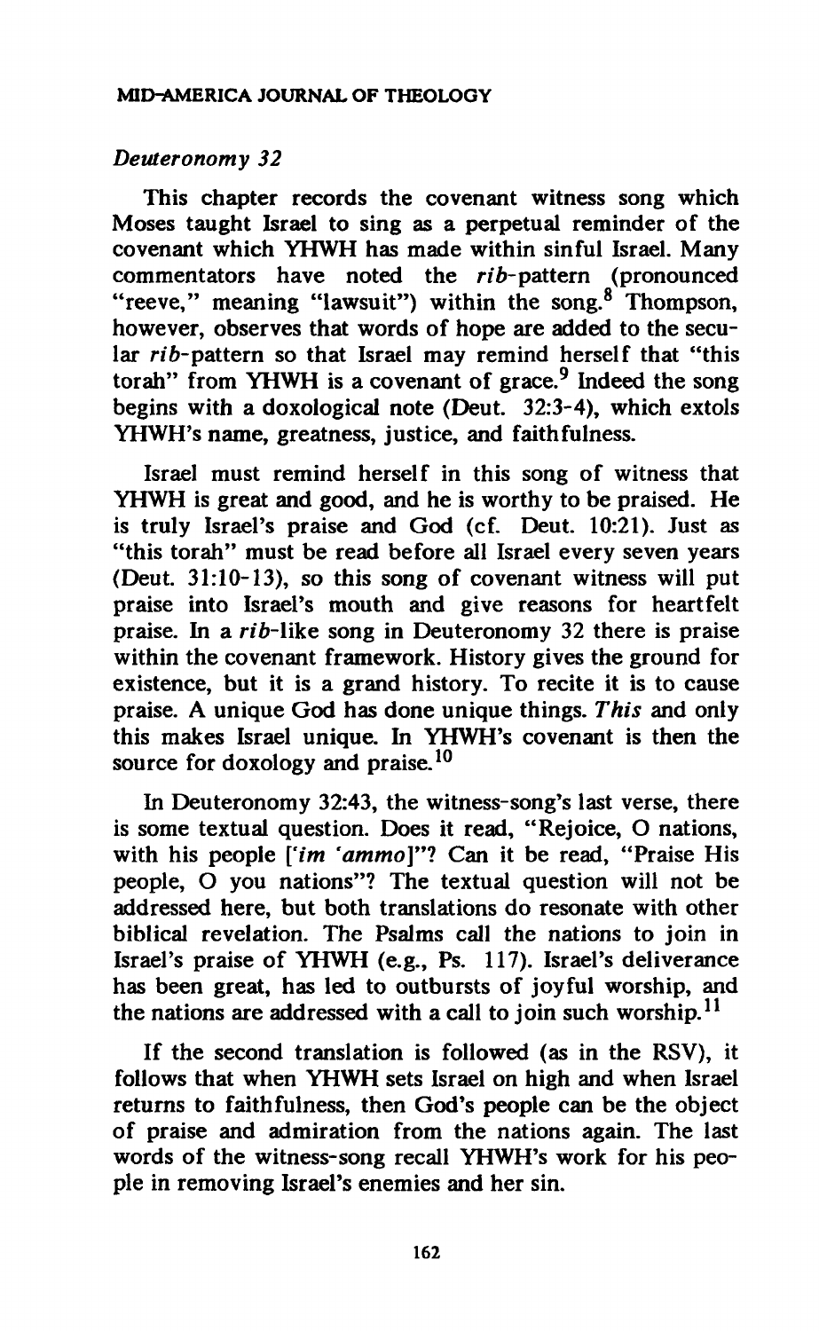*Deuteronomy 32*

This chapter records the covenant witness song which Moses taught Israel to sing as a perpetual reminder of the covenant which YHWH has made within sinful Israel. Many commentators have noted the *rib*-pattern (pronounced "reeve," meaning "lawsuit") within the song.[8] Thompson, however, observes that words of hope are added to the secular *rib*-pattern so that Israel may remind herself that "this torah" from YHWH is a covenant of grace.[9] Indeed the song begins with a doxological note (Deut. 32:3-4), which extols YHWH's name, greatness, justice, and faithfulness.

Israel must remind herself in this song of witness that YHWH is great and good, and he is worthy to be praised. He is truly Israel's praise and God (cf. Deut. 10:21). Just as "this torah" must be read before all Israel every seven years (Deut. 31:10-13), so this song of covenant witness will put praise into Israel's mouth and give reasons for heartfelt praise. In a *rib*-like song in Deuteronomy 32 there is praise within the covenant framework. History gives the ground for existence, but it is a grand history. To recite it is to cause praise. A unique God has done unique things. *This* and only this makes Israel unique. In YHWH's covenant is then the source for doxology and praise.[10]

In Deuteronomy 32:43, the witness-song's last verse, there is some textual question. Does it read, "Rejoice, O nations, with his people [*'im 'ammo*]"? Can it be read, "Praise His people, O you nations"? The textual question will not be addressed here, but both translations do resonate with other biblical revelation. The Psalms call the nations to join in Israel's praise of YHWH (e.g., Ps. 117). Israel's deliverance has been great, has led to outbursts of joyful worship, and the nations are addressed with a call to join such worship.[11]

If the second translation is followed (as in the RSV), it follows that when YHWH sets Israel on high and when Israel returns to faithfulness, then God's people can be the object of praise and admiration from the nations again. The last words of the witness-song recall YHWH's work for his people in removing Israel's enemies and her sin.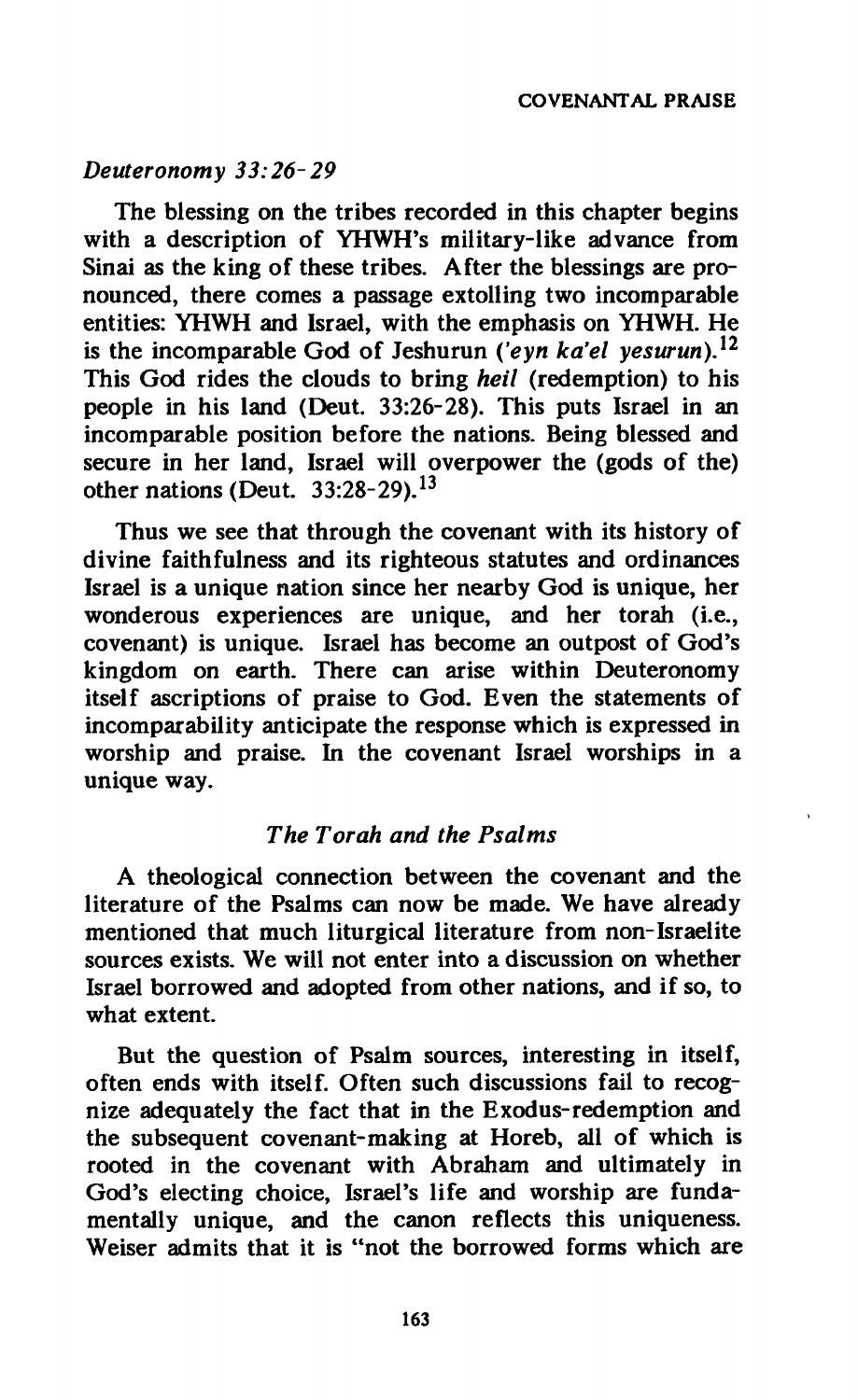*Deuteronomy 33:26-29*

The blessing on the tribes recorded in this chapter begins with a description of YHWH's military-like advance from Sinai as the king of these tribes. After the blessings are pronounced, there comes a passage extolling two incomparable entities: YHWH and Israel, with the emphasis on YHWH. He is the incomparable God of Jeshurun (*'eyn ka'el yesurun*).[12] This God rides the clouds to bring *heil* (redemption) to his people in his land (Deut. 33:26-28). This puts Israel in an incomparable position before the nations. Being blessed and secure in her land, Israel will overpower the (gods of the) other nations (Deut. 33:28-29).[13]

Thus we see that through the covenant with its history of divine faithfulness and its righteous statutes and ordinances Israel is a unique nation since her nearby God is unique, her wonderous experiences are unique, and her torah (i.e., covenant) is unique. Israel has become an outpost of God's kingdom on earth. There can arise within Deuteronomy itself ascriptions of praise to God. Even the statements of incomparability anticipate the response which is expressed in worship and praise. In the covenant Israel worships in a unique way.

### *The Torah and the Psalms*

A theological connection between the covenant and the literature of the Psalms can now be made. We have already mentioned that much liturgical literature from non-Israelite sources exists. We will not enter into a discussion on whether Israel borrowed and adopted from other nations, and if so, to what extent.

But the question of Psalm sources, interesting in itself, often ends with itself. Often such discussions fail to recognize adequately the fact that in the Exodus-redemption and the subsequent covenant-making at Horeb, all of which is rooted in the covenant with Abraham and ultimately in God's electing choice, Israel's life and worship are fundamentally unique, and the canon reflects this uniqueness. Weiser admits that it is "not the borrowed forms which are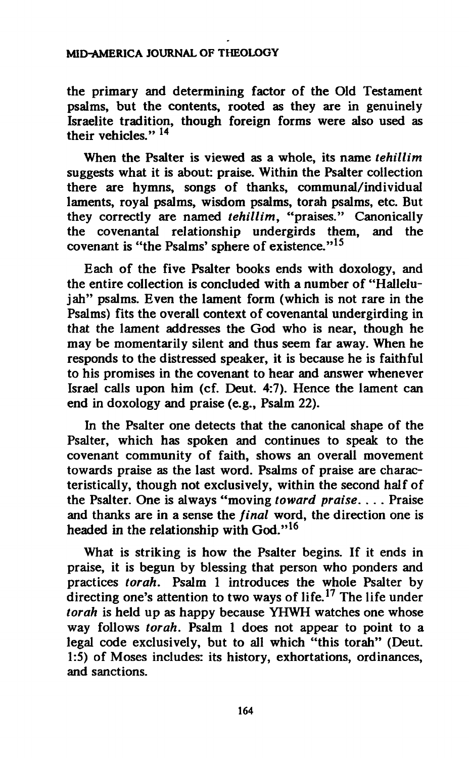the primary and determining factor of the Old Testament psalms, but the contents, rooted as they are in genuinely Israelite tradition, though foreign forms were also used as their vehicles." [14]

When the Psalter is viewed as a whole, its name *tehillim* suggests what it is about: praise. Within the Psalter collection there are hymns, songs of thanks, communal/individual laments, royal psalms, wisdom psalms, torah psalms, etc. But they correctly are named *tehillim*, "praises." Canonically the covenantal relationship undergirds them, and the covenant is "the Psalms' sphere of existence."[15]

Each of the five Psalter books ends with doxology, and the entire collection is concluded with a number of "Hallelujah" psalms. Even the lament form (which is not rare in the Psalms) fits the overall context of covenantal undergirding in that the lament addresses the God who is near, though he may be momentarily silent and thus seem far away. When he responds to the distressed speaker, it is because he is faithful to his promises in the covenant to hear and answer whenever Israel calls upon him (cf. Deut. 4:7). Hence the lament can end in doxology and praise (e.g., Psalm 22).

In the Psalter one detects that the canonical shape of the Psalter, which has spoken and continues to speak to the covenant community of faith, shows an overall movement towards praise as the last word. Psalms of praise are characteristically, though not exclusively, within the second half of the Psalter. One is always "moving *toward praise*. . . . Praise and thanks are in a sense the *final* word, the direction one is headed in the relationship with God."[16]

What is striking is how the Psalter begins. If it ends in praise, it is begun by blessing that person who ponders and practices *torah*. Psalm 1 introduces the whole Psalter by directing one's attention to two ways of life.[17] The life under *torah* is held up as happy because YHWH watches one whose way follows *torah*. Psalm 1 does not appear to point to a legal code exclusively, but to all which "this torah" (Deut. 1:5) of Moses includes: its history, exhortations, ordinances, and sanctions.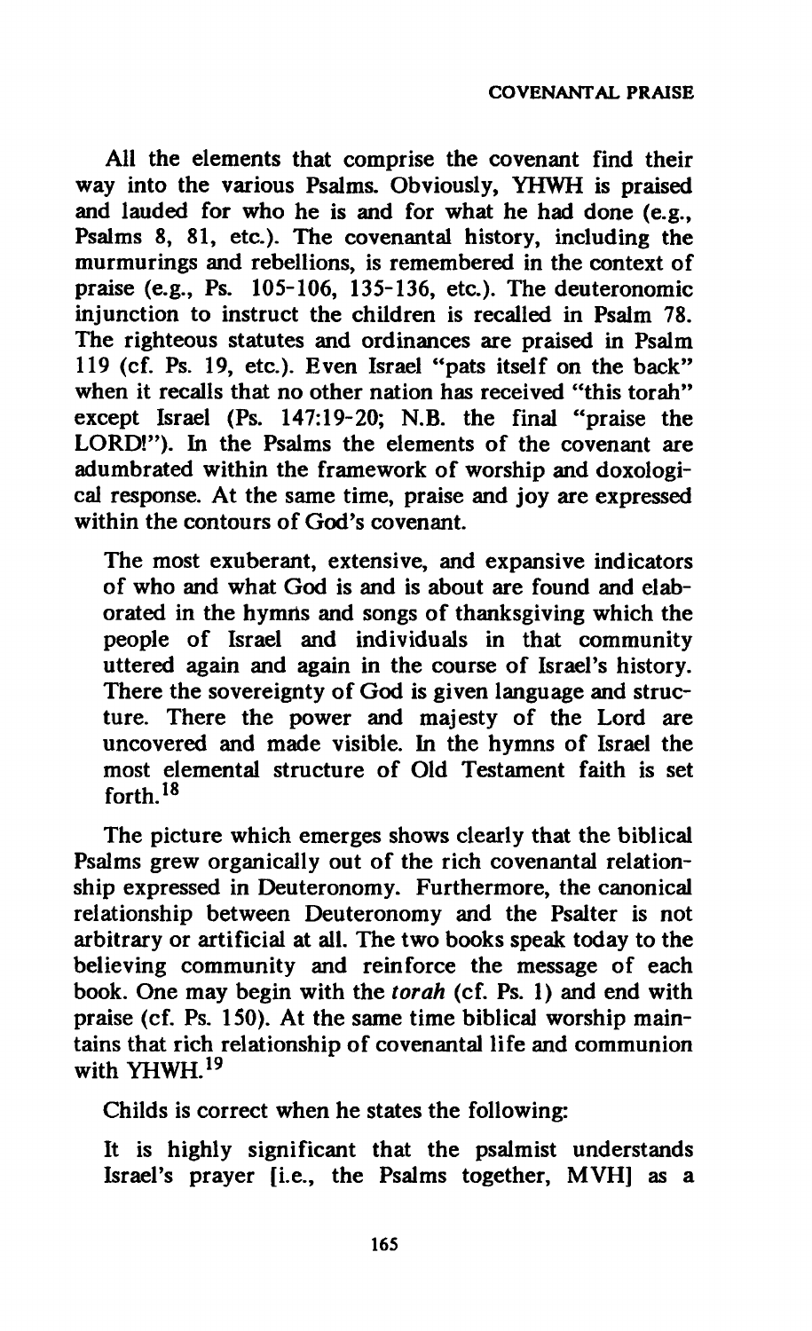All the elements that comprise the covenant find their way into the various Psalms. Obviously, YHWH is praised and lauded for who he is and for what he had done (e.g., Psalms 8, 81, etc.). The covenantal history, including the murmurings and rebellions, is remembered in the context of praise (e.g., Ps. 105-106, 135-136, etc.). The deuteronomic injunction to instruct the children is recalled in Psalm 78. The righteous statutes and ordinances are praised in Psalm 119 (cf. Ps. 19, etc.). Even Israel "pats itself on the back" when it recalls that no other nation has received "this torah" except Israel (Ps. 147:19-20; N.B. the final "praise the LORD!"). In the Psalms the elements of the covenant are adumbrated within the framework of worship and doxological response. At the same time, praise and joy are expressed within the contours of God's covenant.

> The most exuberant, extensive, and expansive indicators of who and what God is and is about are found and elaborated in the hymns and songs of thanksgiving which the people of Israel and individuals in that community uttered again and again in the course of Israel's history. There the sovereignty of God is given language and structure. There the power and majesty of the Lord are uncovered and made visible. In the hymns of Israel the most elemental structure of Old Testament faith is set forth.[18]

The picture which emerges shows clearly that the biblical Psalms grew organically out of the rich covenantal relationship expressed in Deuteronomy. Furthermore, the canonical relationship between Deuteronomy and the Psalter is not arbitrary or artificial at all. The two books speak today to the believing community and reinforce the message of each book. One may begin with the *torah* (cf. Ps. 1) and end with praise (cf. Ps. 150). At the same time biblical worship maintains that rich relationship of covenantal life and communion with YHWH.[19]

Childs is correct when he states the following:

> It is highly significant that the psalmist understands Israel's prayer [i.e., the Psalms together, MVH] as a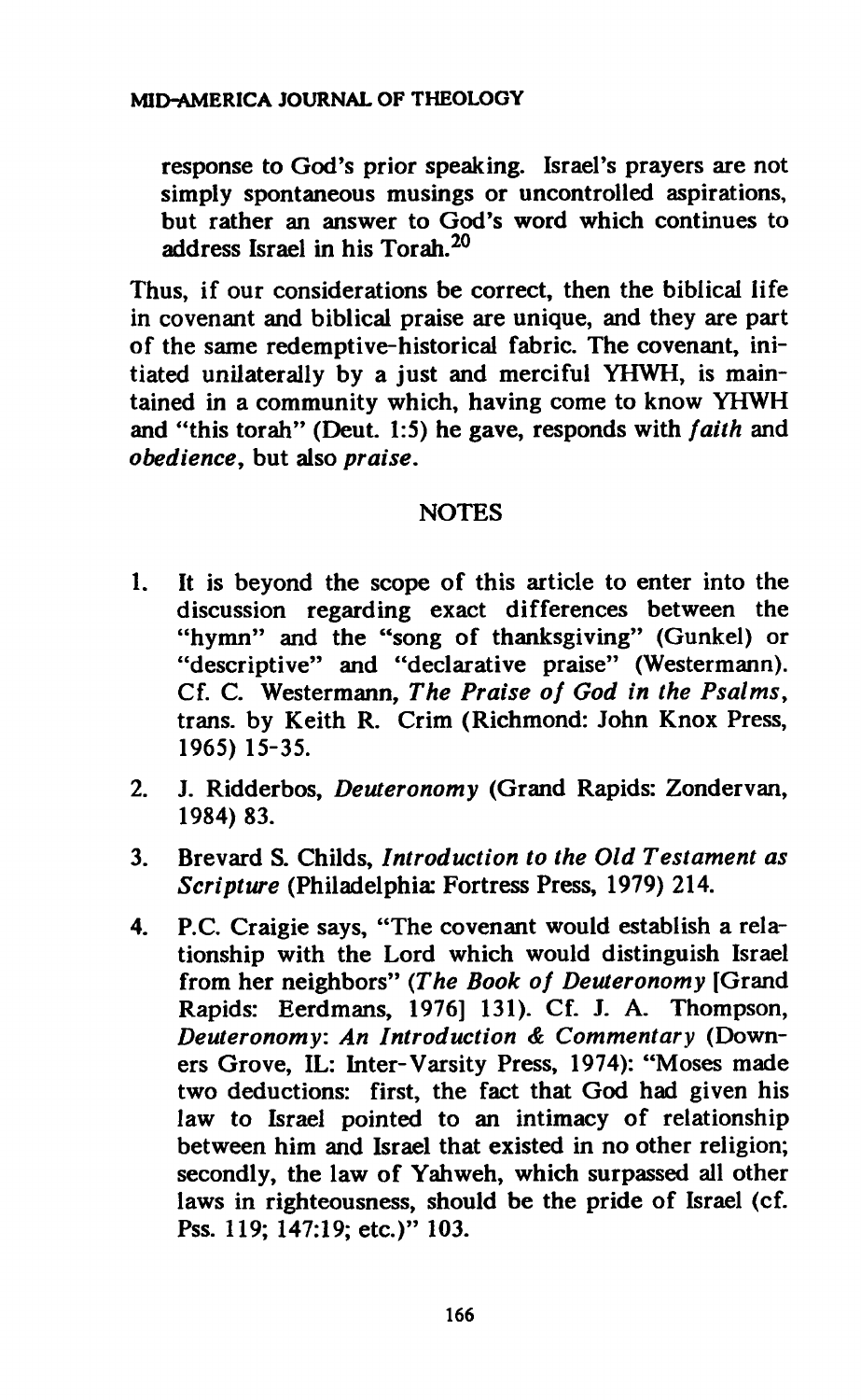response to God's prior speaking. Israel's prayers are not simply spontaneous musings or uncontrolled aspirations, but rather an answer to God's word which continues to address Israel in his Torah.[20]

Thus, if our considerations be correct, then the biblical life in covenant and biblical praise are unique, and they are part of the same redemptive-historical fabric. The covenant, initiated unilaterally by a just and merciful YHWH, is maintained in a community which, having come to know YHWH and "this torah" (Deut. 1:5) he gave, responds with *faith* and *obedience*, but also *praise*.

## NOTES

1. It is beyond the scope of this article to enter into the discussion regarding exact differences between the "hymn" and the "song of thanksgiving" (Gunkel) or "descriptive" and "declarative praise" (Westermann). Cf. C. Westermann, *The Praise of God in the Psalms*, trans. by Keith R. Crim (Richmond: John Knox Press, 1965) 15-35.

2. J. Ridderbos, *Deuteronomy* (Grand Rapids: Zondervan, 1984) 83.

3. Brevard S. Childs, *Introduction to the Old Testament as Scripture* (Philadelphia: Fortress Press, 1979) 214.

4. P.C. Craigie says, "The covenant would establish a relationship with the Lord which would distinguish Israel from her neighbors" (*The Book of Deuteronomy* [Grand Rapids: Eerdmans, 1976] 131). Cf. J. A. Thompson, *Deuteronomy: An Introduction & Commentary* (Downers Grove, IL: Inter-Varsity Press, 1974): "Moses made two deductions: first, the fact that God had given his law to Israel pointed to an intimacy of relationship between him and Israel that existed in no other religion; secondly, the law of Yahweh, which surpassed all other laws in righteousness, should be the pride of Israel (cf. Pss. 119; 147:19; etc.)" 103.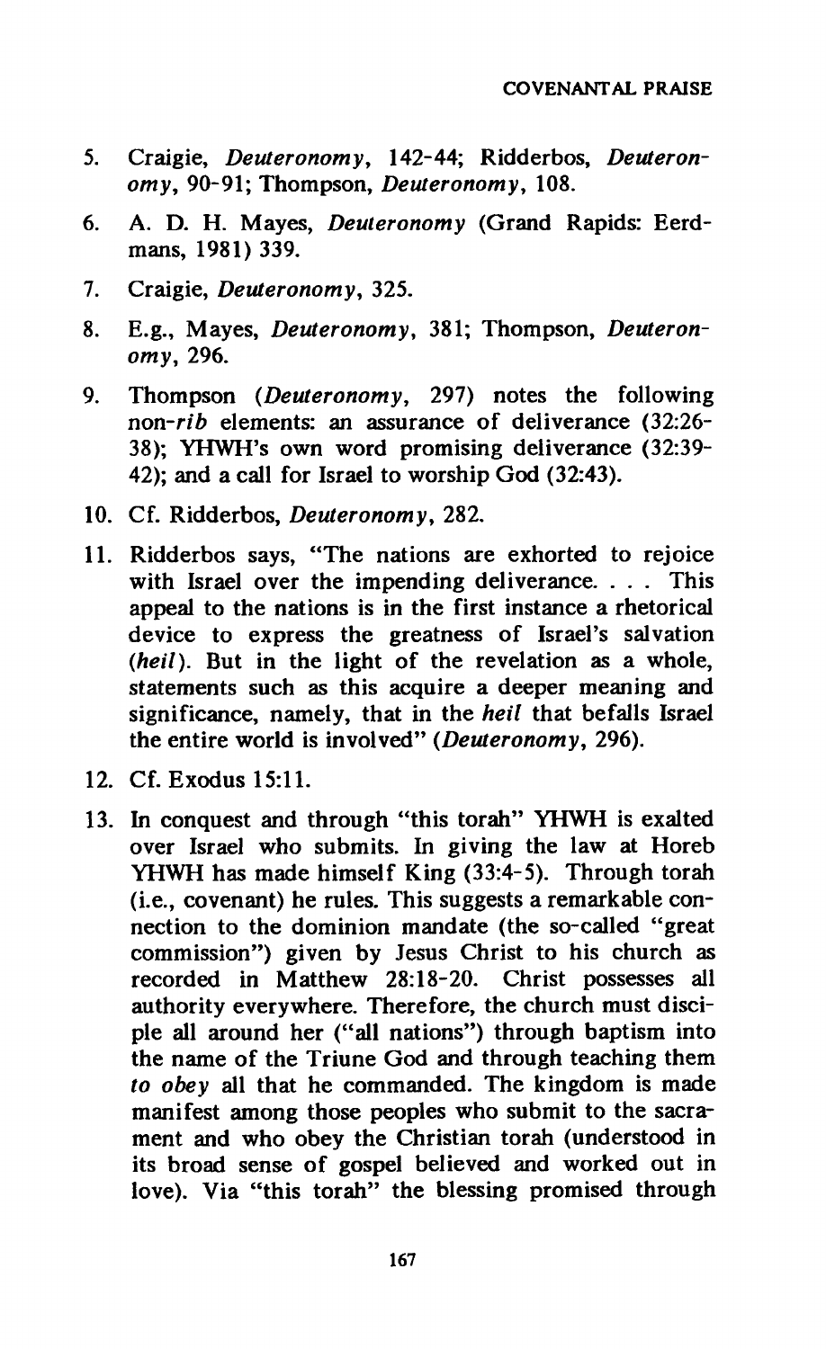5. Craigie, *Deuteronomy*, 142-44; Ridderbos, *Deuteronomy*, 90-91; Thompson, *Deuteronomy*, 108.

6. A. D. H. Mayes, *Deuteronomy* (Grand Rapids: Eerdmans, 1981) 339.

7. Craigie, *Deuteronomy*, 325.

8. E.g., Mayes, *Deuteronomy*, 381; Thompson, *Deuteronomy*, 296.

9. Thompson (*Deuteronomy*, 297) notes the following non-*rib* elements: an assurance of deliverance (32:26-38); YHWH's own word promising deliverance (32:39-42); and a call for Israel to worship God (32:43).

10. Cf. Ridderbos, *Deuteronomy*, 282.

11. Ridderbos says, "The nations are exhorted to rejoice with Israel over the impending deliverance. . . . This appeal to the nations is in the first instance a rhetorical device to express the greatness of Israel's salvation (*heil*). But in the light of the revelation as a whole, statements such as this acquire a deeper meaning and significance, namely, that in the *heil* that befalls Israel the entire world is involved" (*Deuteronomy*, 296).

12. Cf. Exodus 15:11.

13. In conquest and through "this torah" YHWH is exalted over Israel who submits. In giving the law at Horeb YHWH has made himself King (33:4-5). Through torah (i.e., covenant) he rules. This suggests a remarkable connection to the dominion mandate (the so-called "great commission") given by Jesus Christ to his church as recorded in Matthew 28:18-20. Christ possesses all authority everywhere. Therefore, the church must disciple all around her ("all nations") through baptism into the name of the Triune God and through teaching them *to obey* all that he commanded. The kingdom is made manifest among those peoples who submit to the sacrament and who obey the Christian torah (understood in its broad sense of gospel believed and worked out in love). Via "this torah" the blessing promised through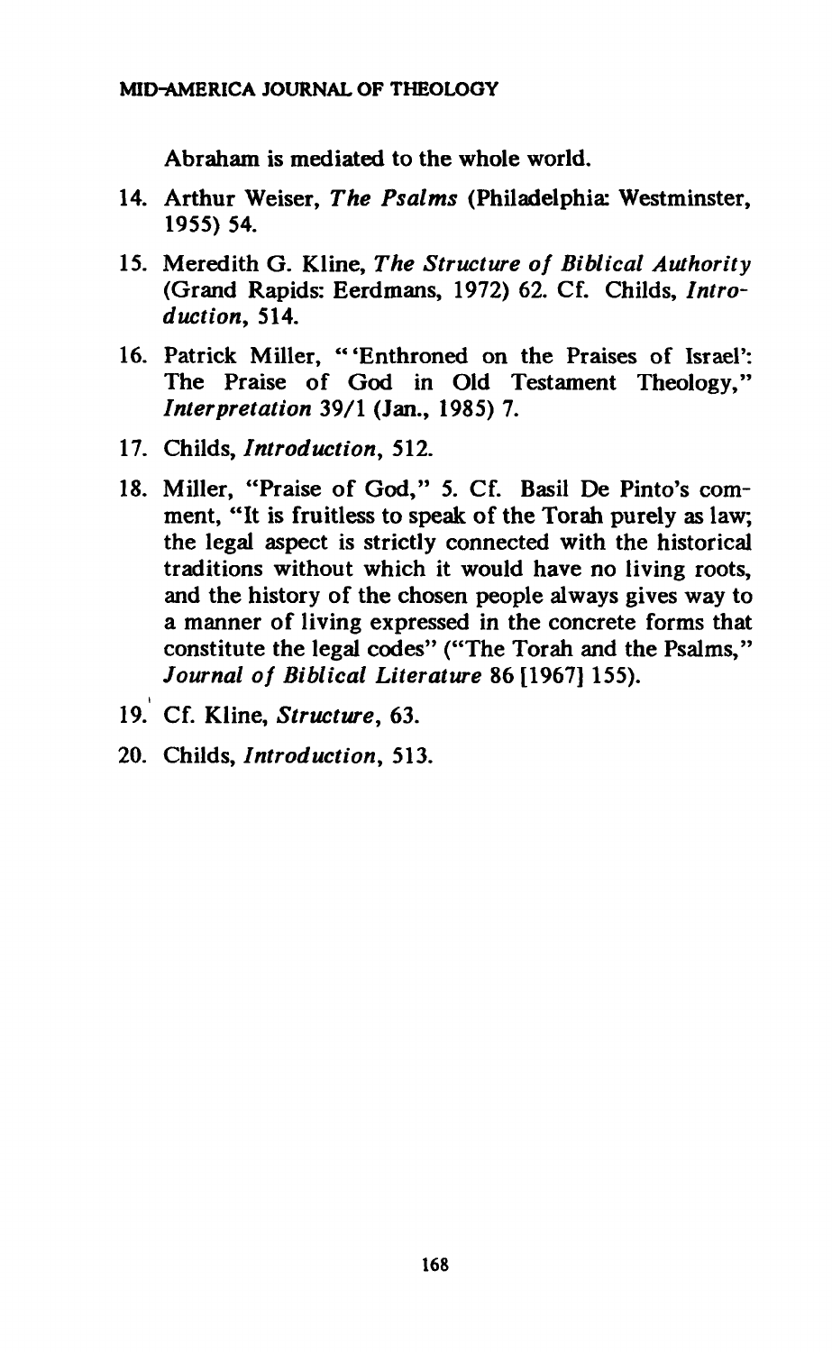Abraham is mediated to the whole world.

14. Arthur Weiser, *The Psalms* (Philadelphia: Westminster, 1955) 54.
15. Meredith G. Kline, *The Structure of Biblical Authority* (Grand Rapids: Eerdmans, 1972) 62. Cf. Childs, *Introduction*, 514.
16. Patrick Miller, "'Enthroned on the Praises of Israel': The Praise of God in Old Testament Theology," *Interpretation* 39/1 (Jan., 1985) 7.
17. Childs, *Introduction*, 512.
18. Miller, "Praise of God," 5. Cf. Basil De Pinto's comment, "It is fruitless to speak of the Torah purely as law; the legal aspect is strictly connected with the historical traditions without which it would have no living roots, and the history of the chosen people always gives way to a manner of living expressed in the concrete forms that constitute the legal codes" ("The Torah and the Psalms," *Journal of Biblical Literature* 86 [1967] 155).
19. Cf. Kline, *Structure*, 63.
20. Childs, *Introduction*, 513.